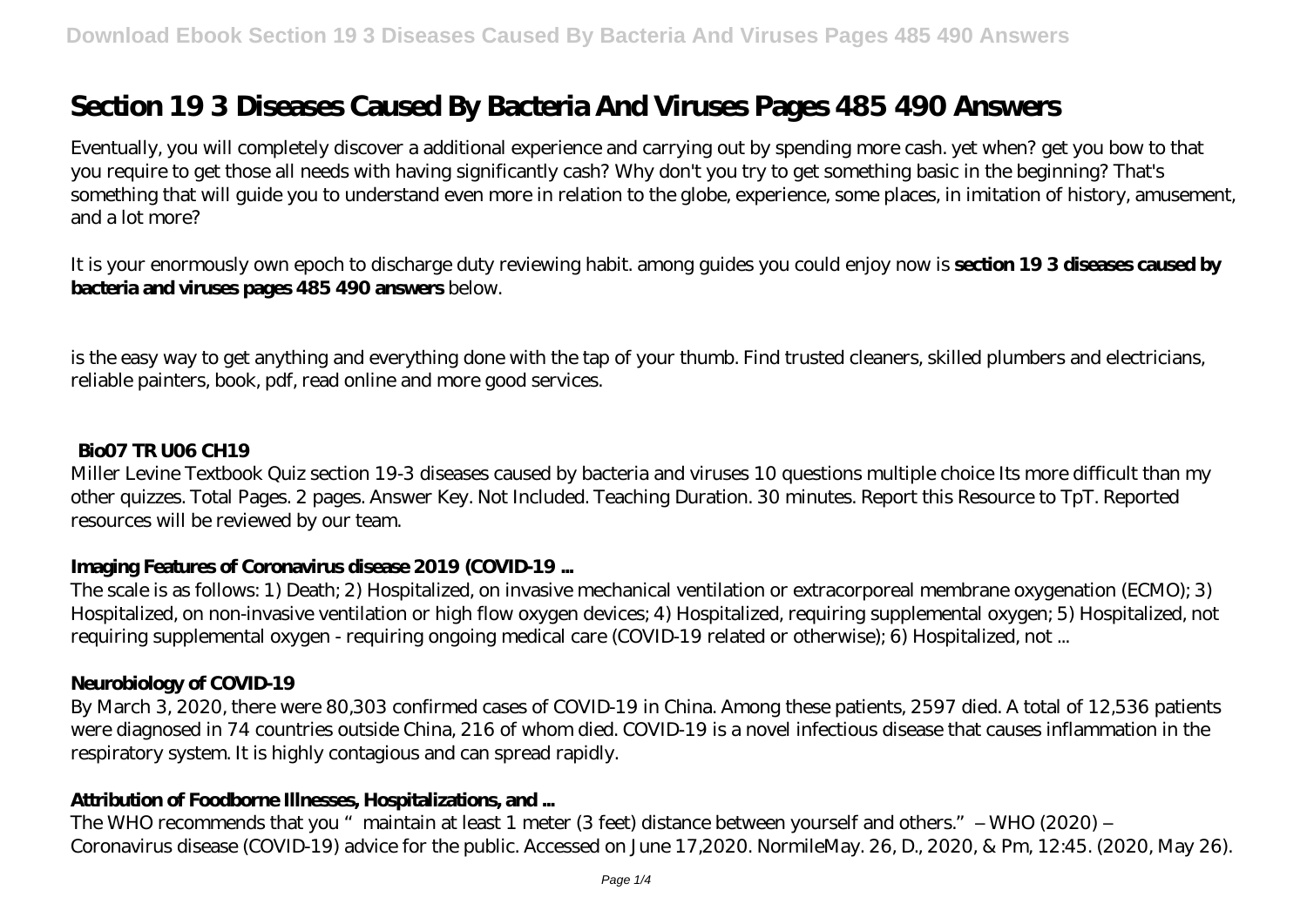# Section 19 3 Diseases Caused By Bacteria And Viruses Pages 485 490 Answers

Eventually, you will completely discover a additional experience and carrying out by spending more cash. yet when? get you bow to that you require to get those all needs with having significantly cash? Why don't you try to get something basic in the beginning? That's something that will guide you to understand even more in relation to the globe, experience, some places, in imitation of history, amusement, and a lot more?

It is your enormously own epoch to discharge duty reviewing habit. among guides you could enjoy now is **section 19 3 diseases caused by bacteria and viruses pages 485 490 answers** below.

is the easy way to get anything and everything done with the tap of your thumb. Find trusted cleaners, skilled plumbers and electricians, reliable painters, book, pdf, read online and more good services.

## Bio07 TR U06 CH19

Miller Levine Textbook Quiz section 19-3 diseases caused by bacteria and viruses 10 questions multiple choice Its more difficult than my other quizzes. Total Pages. 2 pages. Answer Key. Not Included. Teaching Duration. 30 minutes. Report this Resource to TpT. Reported resources will be reviewed by our team.

## Imaging Features of Coronavirus disease 2019 (COVID-19 ...

The scale is as follows: 1) Death; 2) Hospitalized, on invasive mechanical ventilation or extracorporeal membrane oxygenation (ECMO); 3) Hospitalized, on non-invasive ventilation or high flow oxygen devices; 4) Hospitalized, requiring supplemental oxygen; 5) Hospitalized, not requiring supplemental oxygen - requiring ongoing medical care (COVID-19 related or otherwise); 6) Hospitalized, not ...

## Neurobiology of COVID-19

By March 3, 2020, there were 80,303 confirmed cases of COVID-19 in China. Among these patients, 2597 died. A total of 12,536 patients were diagnosed in 74 countries outside China, 216 of whom died. COVID-19 is a novel infectious disease that causes inflammation in the respiratory system. It is highly contagious and can spread rapidly.

## Attribution of Foodborne Illnesses, Hospitalizations, and ...

The WHO recommends that you "maintain at least 1 meter (3 feet) distance between yourself and others." – WHO (2020) – Coronavirus disease (COVID-19) advice for the public. Accessed on June 17,2020. NormileMay. 26, D., 2020, & Pm, 12:45. (2020, May 26).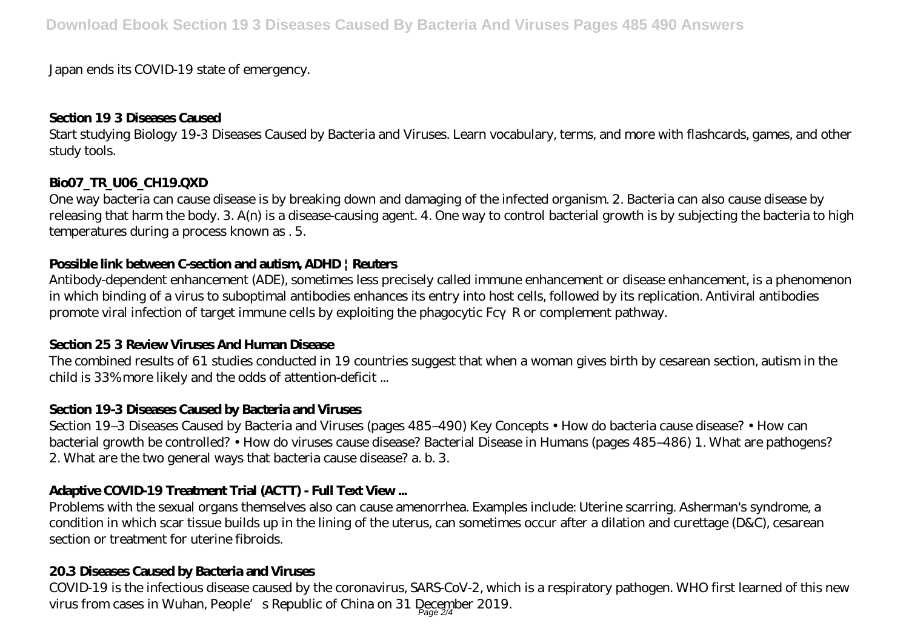Japan ends its COVID-19 state of emergency.

### Section 19 3 Diseases Caused

Start studying Biology 19-3 Diseases Caused by Bacteria and Viruses. Learn vocabulary, terms, and more with flashcards, games, and other study tools.

### Bio07_TR_U06_CH19.QXD

One way bacteria can cause disease is by breaking down and damaging of the infected organism. 2. Bacteria can also cause disease by releasing that harm the body. 3. A(n) is a disease-causing agent. 4. One way to control bacterial growth is by subjecting the bacteria to high temperatures during a process known as . 5.

### Possible link between C-section and autism, ADHD | Reuters

Antibody-dependent enhancement (ADE), sometimes less precisely called immune enhancement or disease enhancement, is a phenomenon in which binding of a virus to suboptimal antibodies enhances its entry into host cells, followed by its replication. Antiviral antibodies promote viral infection of target immune cells by exploiting the phagocytic FcγR or complement pathway.

### Section 25 3 Review Viruses And Human Disease

The combined results of 61 studies conducted in 19 countries suggest that when a woman gives birth by cesarean section, autism in the child is 33% more likely and the odds of attention-deficit ...

### Section 19-3 Diseases Caused by Bacteria and Viruses

Section 19–3 Diseases Caused by Bacteria and Viruses (pages 485–490) Key Concepts • How do bacteria cause disease? • How can bacterial growth be controlled? • How do viruses cause disease? Bacterial Disease in Humans (pages 485–486) 1. What are pathogens? 2. What are the two general ways that bacteria cause disease? a. b. 3.

### Adaptive COVID-19 Treatment Trial (ACTT) - Full Text View ...

Problems with the sexual organs themselves also can cause amenorrhea. Examples include: Uterine scarring. Asherman's syndrome, a condition in which scar tissue builds up in the lining of the uterus, can sometimes occur after a dilation and curettage (D&C), cesarean section or treatment for uterine fibroids.

### 20.3 Diseases Caused by Bacteria and Viruses

COVID-19 is the infectious disease caused by the coronavirus, SARS-CoV-2, which is a respiratory pathogen. WHO first learned of this new virus from cases in Wuhan, People's Republic of China on 31 December 2019.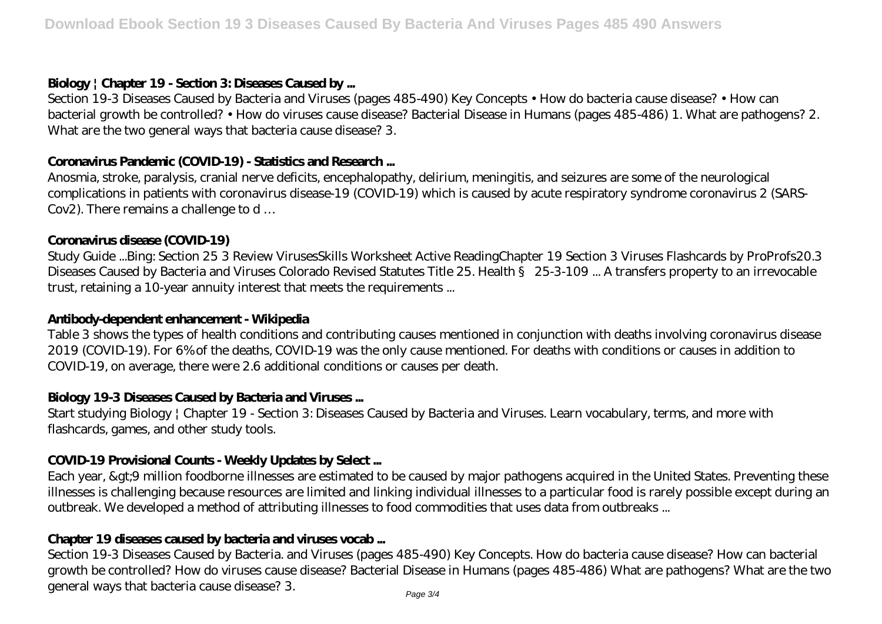### Biology | Chapter 19 - Section 3: Diseases Caused by ...

Section 19-3 Diseases Caused by Bacteria and Viruses (pages 485-490) Key Concepts • How do bacteria cause disease? • How can bacterial growth be controlled? • How do viruses cause disease? Bacterial Disease in Humans (pages 485-486) 1. What are pathogens? 2. What are the two general ways that bacteria cause disease? 3.

### Coronavirus Pandemic (COVID-19) - Statistics and Research ...

Anosmia, stroke, paralysis, cranial nerve deficits, encephalopathy, delirium, meningitis, and seizures are some of the neurological complications in patients with coronavirus disease-19 (COVID-19) which is caused by acute respiratory syndrome coronavirus 2 (SARS-Cov2). There remains a challenge to d …

### Coronavirus disease (COVID-19)

Study Guide ...Bing: Section 25 3 Review VirusesSkills Worksheet Active ReadingChapter 19 Section 3 Viruses Flashcards by ProProfs20.3 Diseases Caused by Bacteria and Viruses Colorado Revised Statutes Title 25. Health § 25-3-109 ... A transfers property to an irrevocable trust, retaining a 10-year annuity interest that meets the requirements ...

### Antibody-dependent enhancement - Wikipedia

Table 3 shows the types of health conditions and contributing causes mentioned in conjunction with deaths involving coronavirus disease 2019 (COVID-19). For 6% of the deaths, COVID-19 was the only cause mentioned. For deaths with conditions or causes in addition to COVID-19, on average, there were 2.6 additional conditions or causes per death.

### Biology 19-3 Diseases Caused by Bacteria and Viruses ...

Start studying Biology | Chapter 19 - Section 3: Diseases Caused by Bacteria and Viruses. Learn vocabulary, terms, and more with flashcards, games, and other study tools.

### COVID-19 Provisional Counts - Weekly Updates by Select ...

Each year, &gt;9 million foodborne illnesses are estimated to be caused by major pathogens acquired in the United States. Preventing these illnesses is challenging because resources are limited and linking individual illnesses to a particular food is rarely possible except during an outbreak. We developed a method of attributing illnesses to food commodities that uses data from outbreaks ...

### Chapter 19 diseases caused by bacteria and viruses vocab ...

Section 19-3 Diseases Caused by Bacteria. and Viruses (pages 485-490) Key Concepts. How do bacteria cause disease? How can bacterial growth be controlled? How do viruses cause disease? Bacterial Disease in Humans (pages 485-486) What are pathogens? What are the two general ways that bacteria cause disease? 3.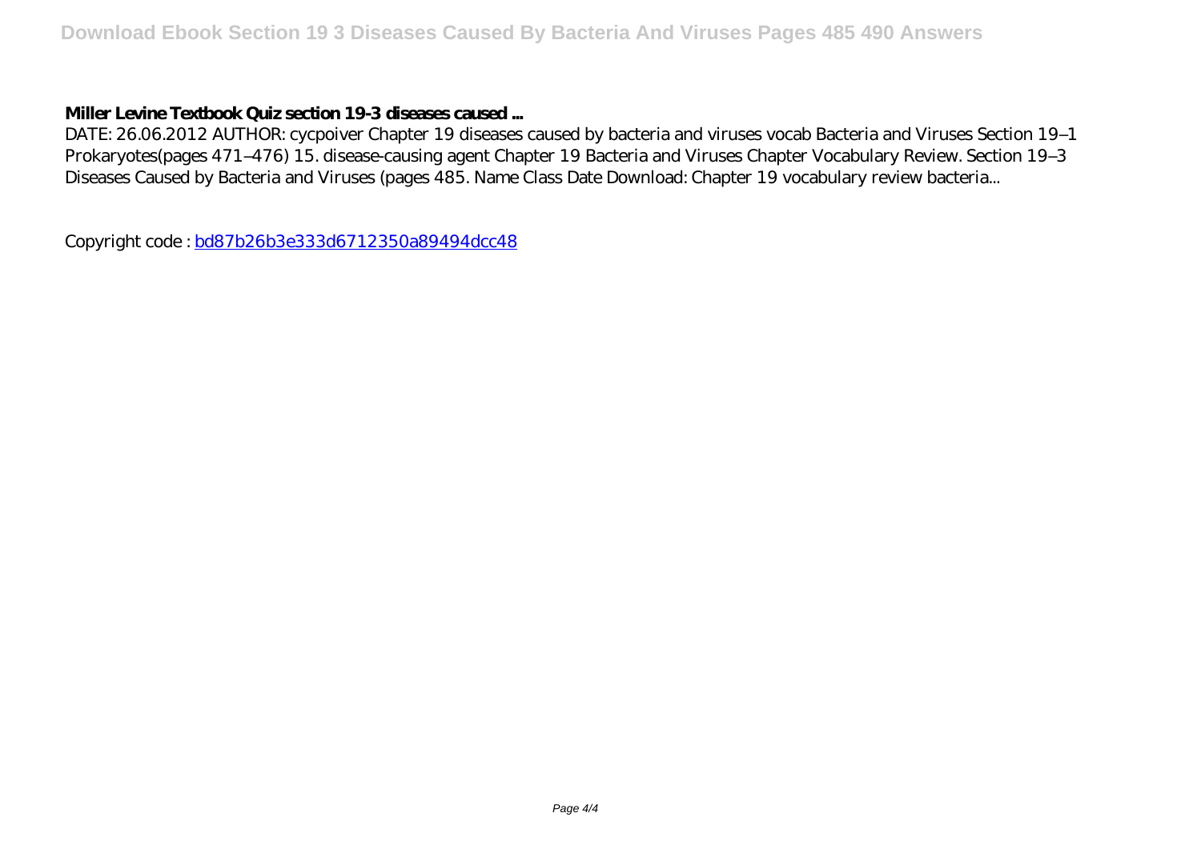**Miller Levine Textbook Quiz section 19-3 diseases caused ...**

DATE: 26.06.2012 AUTHOR: cycpoiver Chapter 19 diseases caused by bacteria and viruses vocab Bacteria and Viruses Section 19–1 Prokaryotes(pages 471–476) 15. disease-causing agent Chapter 19 Bacteria and Viruses Chapter Vocabulary Review. Section 19–3 Diseases Caused by Bacteria and Viruses (pages 485. Name Class Date Download: Chapter 19 vocabulary review bacteria...

Copyright code : bd87b26b3e333d6712350a89494dcc48